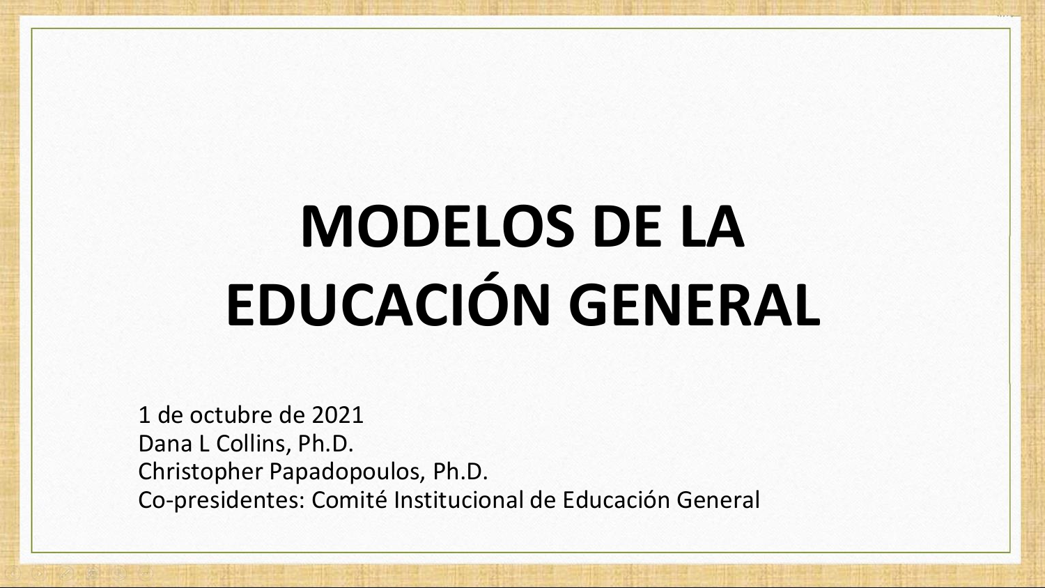# MODELOS DE LA EDUCACIÓN GENERAL

1 de octubre de 2021
Dana L Collins, Ph.D.
Christopher Papadopoulos, Ph.D.
Co-presidentes: Comité Institucional de Educación General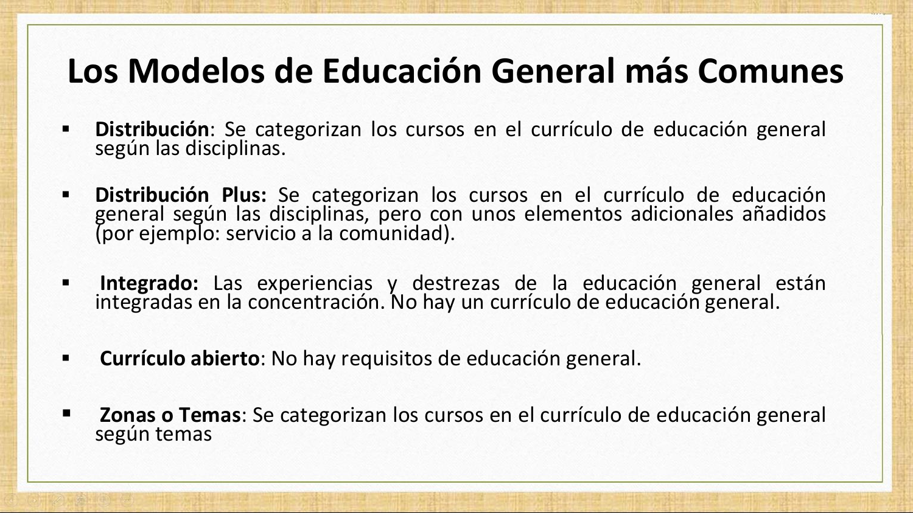# Los Modelos de Educación General más Comunes

- **Distribución**: Se categorizan los cursos en el currículo de educación general según las disciplinas.
- **Distribución Plus:** Se categorizan los cursos en el currículo de educación general según las disciplinas, pero con unos elementos adicionales añadidos (por ejemplo: servicio a la comunidad).
- **Integrado:** Las experiencias y destrezas de la educación general están integradas en la concentración. No hay un currículo de educación general.
- **Currículo abierto**: No hay requisitos de educación general.
- **Zonas o Temas**: Se categorizan los cursos en el currículo de educación general según temas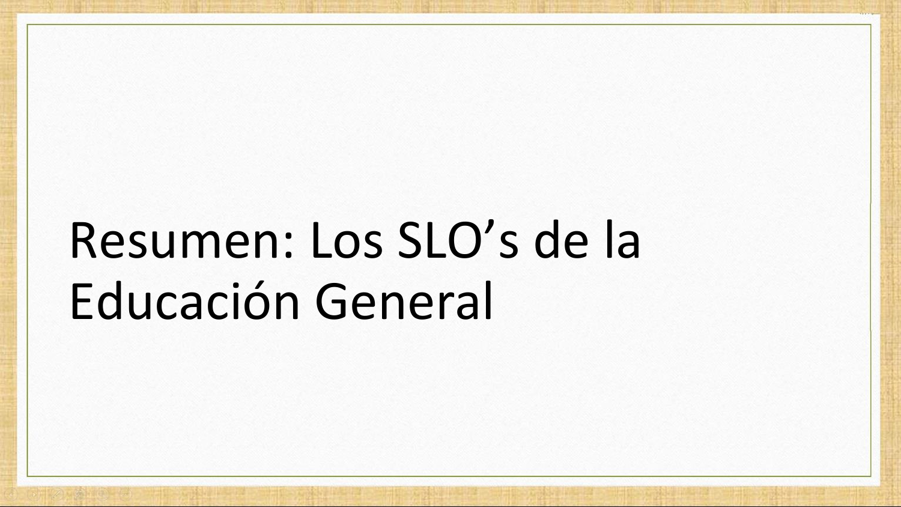# Resumen: Los SLO’s de la Educación General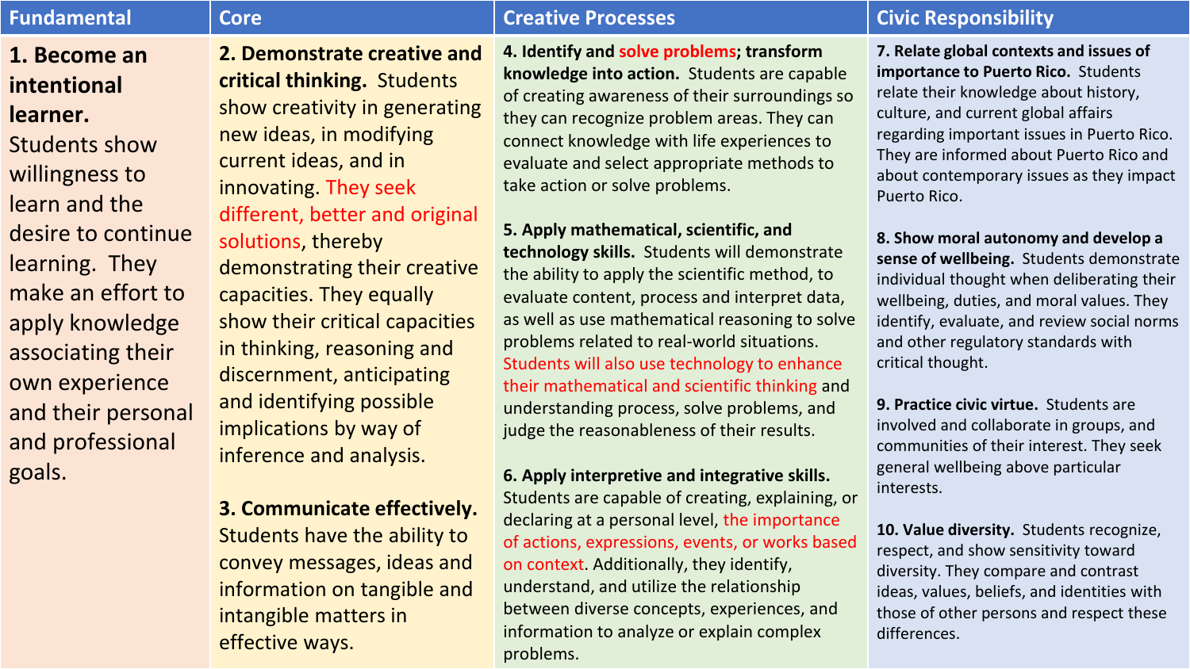| Fundamental | Core | Creative Processes | Civic Responsibility |
|---|---|---|---|
| **1. Become an intentional learner.** Students show willingness to learn and the desire to continue learning. They make an effort to apply knowledge associating their own experience and their personal and professional goals. | **2. Demonstrate creative and critical thinking.** Students show creativity in generating new ideas, in modifying current ideas, and in innovating. They seek different, better and original solutions, thereby demonstrating their creative capacities. They equally show their critical capacities in thinking, reasoning and discernment, anticipating and identifying possible implications by way of inference and analysis.<br><br>**3. Communicate effectively.** Students have the ability to convey messages, ideas and information on tangible and intangible matters in effective ways. | **4. Identify and solve problems; transform knowledge into action.** Students are capable of creating awareness of their surroundings so they can recognize problem areas. They can connect knowledge with life experiences to evaluate and select appropriate methods to take action or solve problems.<br><br>**5. Apply mathematical, scientific, and technology skills.** Students will demonstrate the ability to apply the scientific method, to evaluate content, process and interpret data, as well as use mathematical reasoning to solve problems related to real-world situations. Students will also use technology to enhance their mathematical and scientific thinking and understanding process, solve problems, and judge the reasonableness of their results.<br><br>**6. Apply interpretive and integrative skills.** Students are capable of creating, explaining, or declaring at a personal level, the importance of actions, expressions, events, or works based on context. Additionally, they identify, understand, and utilize the relationship between diverse concepts, experiences, and information to analyze or explain complex problems. | **7. Relate global contexts and issues of importance to Puerto Rico.** Students relate their knowledge about history, culture, and current global affairs regarding important issues in Puerto Rico. They are informed about Puerto Rico and about contemporary issues as they impact Puerto Rico.<br><br>**8. Show moral autonomy and develop a sense of wellbeing.** Students demonstrate individual thought when deliberating their wellbeing, duties, and moral values. They identify, evaluate, and review social norms and other regulatory standards with critical thought.<br><br>**9. Practice civic virtue.** Students are involved and collaborate in groups, and communities of their interest. They seek general wellbeing above particular interests.<br><br>**10. Value diversity.** Students recognize, respect, and show sensitivity toward diversity. They compare and contrast ideas, values, beliefs, and identities with those of other persons and respect these differences. |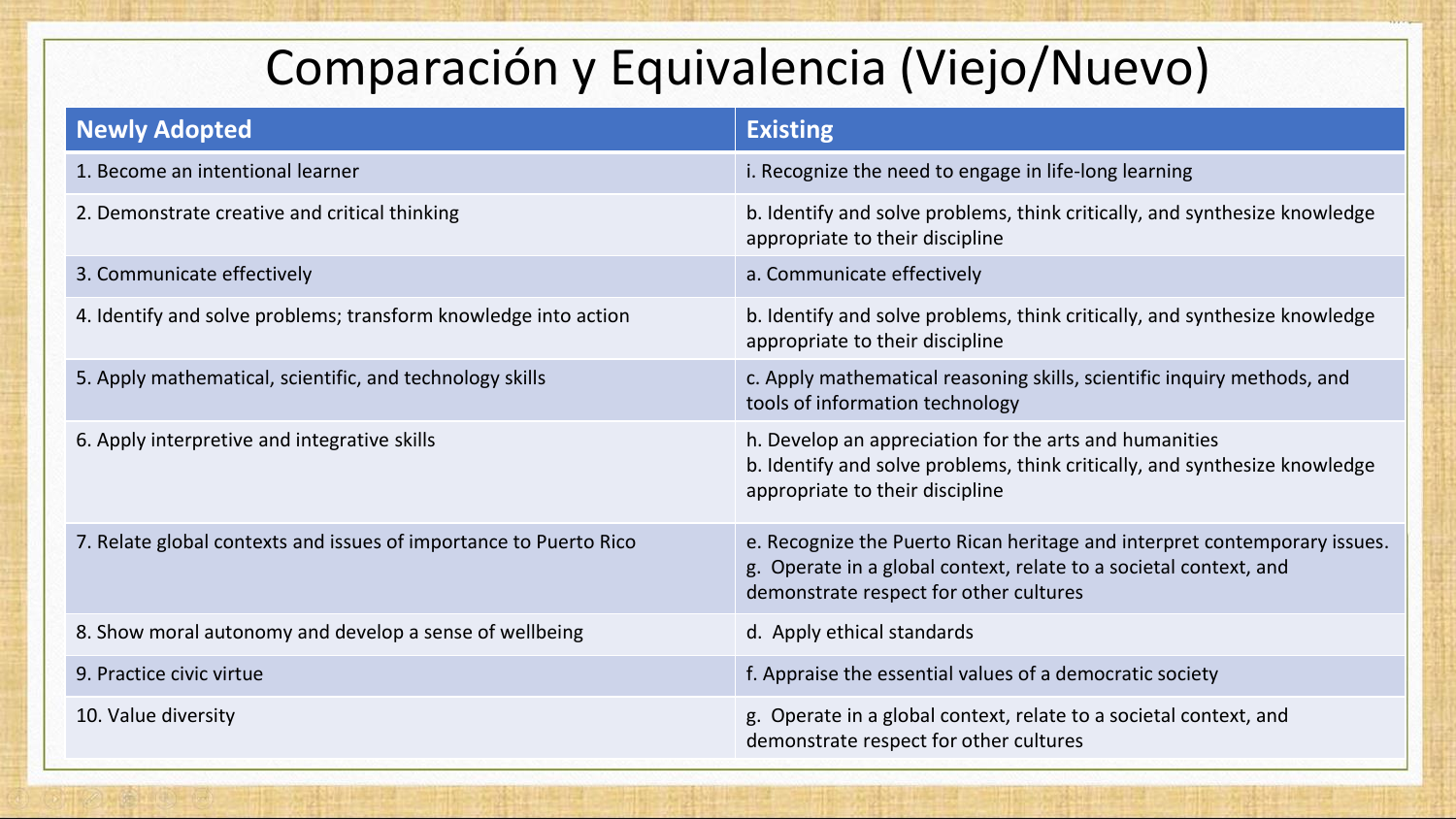# Comparación y Equivalencia (Viejo/Nuevo)

| Newly Adopted | Existing |
|---|---|
| 1. Become an intentional learner | i. Recognize the need to engage in life-long learning |
| 2. Demonstrate creative and critical thinking | b. Identify and solve problems, think critically, and synthesize knowledge appropriate to their discipline |
| 3. Communicate effectively | a. Communicate effectively |
| 4. Identify and solve problems; transform knowledge into action | b. Identify and solve problems, think critically, and synthesize knowledge appropriate to their discipline |
| 5. Apply mathematical, scientific, and technology skills | c. Apply mathematical reasoning skills, scientific inquiry methods, and tools of information technology |
| 6. Apply interpretive and integrative skills | h. Develop an appreciation for the arts and humanities<br>b. Identify and solve problems, think critically, and synthesize knowledge appropriate to their discipline |
| 7. Relate global contexts and issues of importance to Puerto Rico | e. Recognize the Puerto Rican heritage and interpret contemporary issues.<br>g. Operate in a global context, relate to a societal context, and demonstrate respect for other cultures |
| 8. Show moral autonomy and develop a sense of wellbeing | d. Apply ethical standards |
| 9. Practice civic virtue | f. Appraise the essential values of a democratic society |
| 10. Value diversity | g. Operate in a global context, relate to a societal context, and demonstrate respect for other cultures |